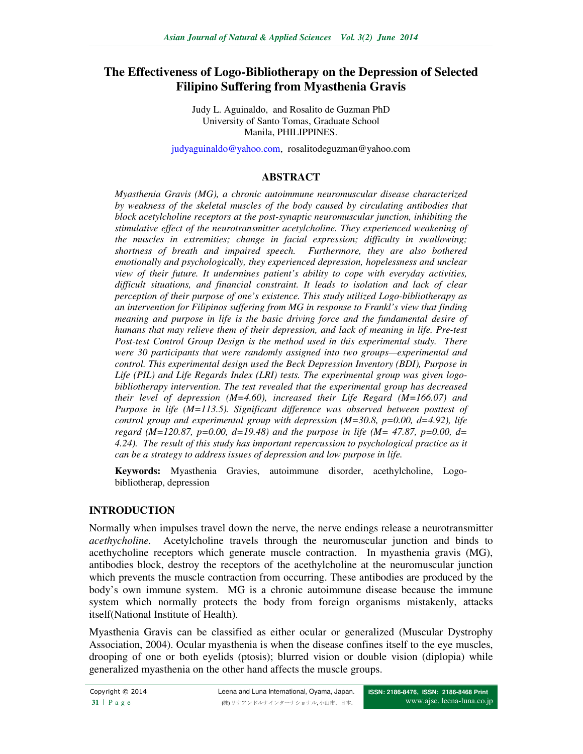# The Effectiveness of Logo-Bibliotherapy on the Depression of Selected Filipino Suffering from Myasthenia Gravis

Judy L. Aguinaldo, and Rosalito de Guzman PhD
University of Santo Tomas, Graduate School
Manila, PHILIPPINES.

judyaguinaldo@yahoo.com, rosalitodeguzman@yahoo.com

## ABSTRACT

*Myasthenia Gravis (MG), a chronic autoimmune neuromuscular disease characterized by weakness of the skeletal muscles of the body caused by circulating antibodies that block acetylcholine receptors at the post-synaptic neuromuscular junction, inhibiting the stimulative effect of the neurotransmitter acetylcholine. They experienced weakening of the muscles in extremities; change in facial expression; difficulty in swallowing; shortness of breath and impaired speech. Furthermore, they are also bothered emotionally and psychologically, they experienced depression, hopelessness and unclear view of their future. It undermines patient's ability to cope with everyday activities, difficult situations, and financial constraint. It leads to isolation and lack of clear perception of their purpose of one's existence. This study utilized Logo-bibliotherapy as an intervention for Filipinos suffering from MG in response to Frankl's view that finding meaning and purpose in life is the basic driving force and the fundamental desire of humans that may relieve them of their depression, and lack of meaning in life. Pre-test Post-test Control Group Design is the method used in this experimental study. There were 30 participants that were randomly assigned into two groups—experimental and control. This experimental design used the Beck Depression Inventory (BDI), Purpose in Life (PIL) and Life Regards Index (LRI) tests. The experimental group was given logo-bibliotherapy intervention. The test revealed that the experimental group has decreased their level of depression (M=4.60), increased their Life Regard (M=166.07) and Purpose in life (M=113.5). Significant difference was observed between posttest of control group and experimental group with depression (M=30.8, p=0.00, d=4.92), life regard (M=120.87, p=0.00, d=19.48) and the purpose in life (M= 47.87, p=0.00, d= 4.24). The result of this study has important repercussion to psychological practice as it can be a strategy to address issues of depression and low purpose in life.*

**Keywords:** Myasthenia Gravies, autoimmune disorder, acethylcholine, Logo-bibliotherap, depression

## INTRODUCTION

Normally when impulses travel down the nerve, the nerve endings release a neurotransmitter *acethycholine.* Acetylcholine travels through the neuromuscular junction and binds to acethycholine receptors which generate muscle contraction. In myasthenia gravis (MG), antibodies block, destroy the receptors of the acethylcholine at the neuromuscular junction which prevents the muscle contraction from occurring. These antibodies are produced by the body's own immune system. MG is a chronic autoimmune disease because the immune system which normally protects the body from foreign organisms mistakenly, attacks itself(National Institute of Health).

Myasthenia Gravis can be classified as either ocular or generalized (Muscular Dystrophy Association, 2004). Ocular myasthenia is when the disease confines itself to the eye muscles, drooping of one or both eyelids (ptosis); blurred vision or double vision (diplopia) while generalized myasthenia on the other hand affects the muscle groups.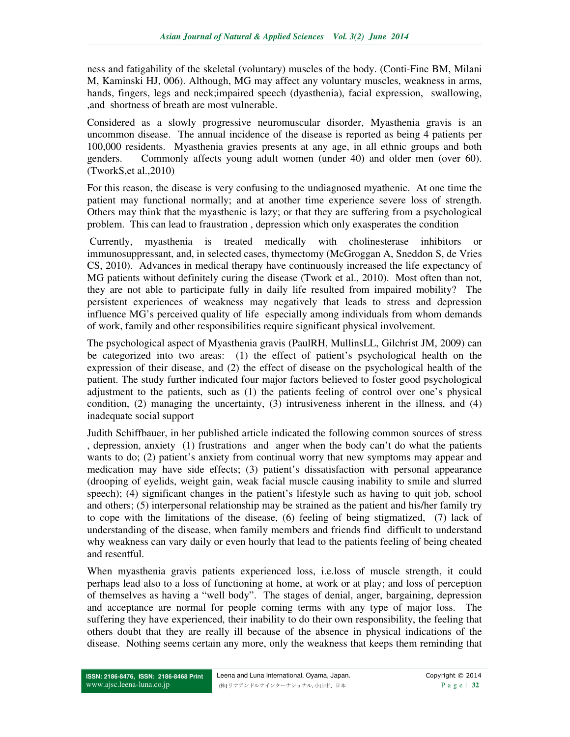ness and fatigability of the skeletal (voluntary) muscles of the body. (Conti-Fine BM, Milani M, Kaminski HJ, 006). Although, MG may affect any voluntary muscles, weakness in arms, hands, fingers, legs and neck;impaired speech (dyasthenia), facial expression, swallowing, ,and shortness of breath are most vulnerable.

Considered as a slowly progressive neuromuscular disorder, Myasthenia gravis is an uncommon disease. The annual incidence of the disease is reported as being 4 patients per 100,000 residents. Myasthenia gravies presents at any age, in all ethnic groups and both genders. Commonly affects young adult women (under 40) and older men (over 60). (TworkS,et al.,2010)

For this reason, the disease is very confusing to the undiagnosed myathenic. At one time the patient may functional normally; and at another time experience severe loss of strength. Others may think that the myasthenic is lazy; or that they are suffering from a psychological problem. This can lead to fraustration , depression which only exasperates the condition

Currently, myasthenia is treated medically with cholinesterase inhibitors or immunosuppressant, and, in selected cases, thymectomy (McGroggan A, Sneddon S, de Vries CS, 2010). Advances in medical therapy have continuously increased the life expectancy of MG patients without definitely curing the disease (Twork et al., 2010). Most often than not, they are not able to participate fully in daily life resulted from impaired mobility? The persistent experiences of weakness may negatively that leads to stress and depression influence MG's perceived quality of life especially among individuals from whom demands of work, family and other responsibilities require significant physical involvement.

The psychological aspect of Myasthenia gravis (PaulRH, MullinsLL, Gilchrist JM, 2009) can be categorized into two areas: (1) the effect of patient's psychological health on the expression of their disease, and (2) the effect of disease on the psychological health of the patient. The study further indicated four major factors believed to foster good psychological adjustment to the patients, such as (1) the patients feeling of control over one's physical condition, (2) managing the uncertainty, (3) intrusiveness inherent in the illness, and (4) inadequate social support

Judith Schiffbauer, in her published article indicated the following common sources of stress , depression, anxiety (1) frustrations and anger when the body can't do what the patients wants to do; (2) patient's anxiety from continual worry that new symptoms may appear and medication may have side effects; (3) patient's dissatisfaction with personal appearance (drooping of eyelids, weight gain, weak facial muscle causing inability to smile and slurred speech); (4) significant changes in the patient's lifestyle such as having to quit job, school and others; (5) interpersonal relationship may be strained as the patient and his/her family try to cope with the limitations of the disease, (6) feeling of being stigmatized, (7) lack of understanding of the disease, when family members and friends find difficult to understand why weakness can vary daily or even hourly that lead to the patients feeling of being cheated and resentful.

When myasthenia gravis patients experienced loss, i.e.loss of muscle strength, it could perhaps lead also to a loss of functioning at home, at work or at play; and loss of perception of themselves as having a "well body". The stages of denial, anger, bargaining, depression and acceptance are normal for people coming terms with any type of major loss. The suffering they have experienced, their inability to do their own responsibility, the feeling that others doubt that they are really ill because of the absence in physical indications of the disease. Nothing seems certain any more, only the weakness that keeps them reminding that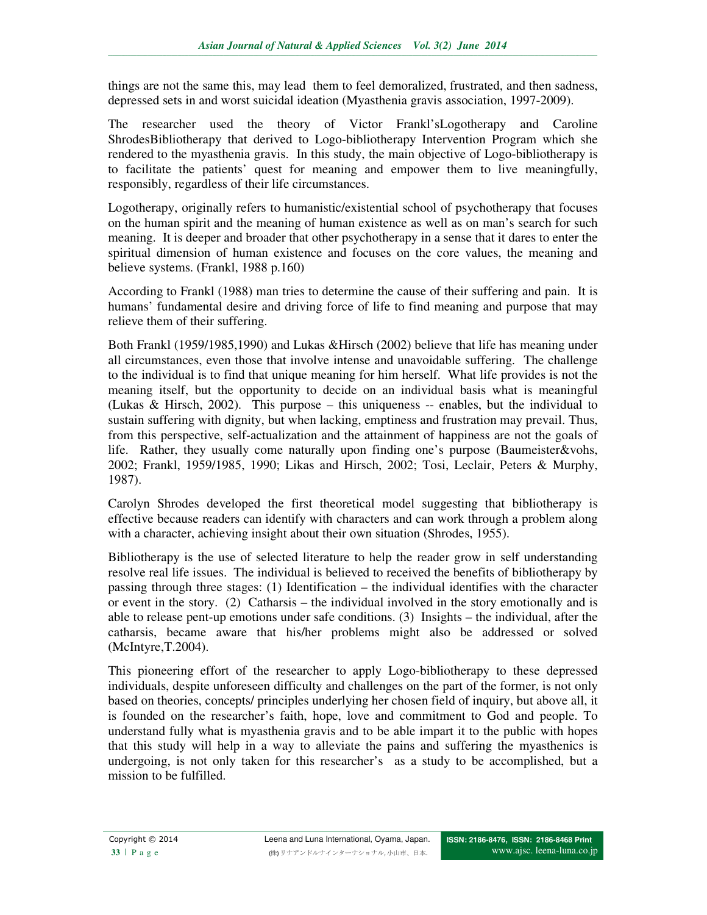things are not the same this, may lead them to feel demoralized, frustrated, and then sadness, depressed sets in and worst suicidal ideation (Myasthenia gravis association, 1997-2009).

The researcher used the theory of Victor Frankl'sLogotherapy and Caroline ShrodesBibliotherapy that derived to Logo-bibliotherapy Intervention Program which she rendered to the myasthenia gravis. In this study, the main objective of Logo-bibliotherapy is to facilitate the patients' quest for meaning and empower them to live meaningfully, responsibly, regardless of their life circumstances.

Logotherapy, originally refers to humanistic/existential school of psychotherapy that focuses on the human spirit and the meaning of human existence as well as on man's search for such meaning. It is deeper and broader that other psychotherapy in a sense that it dares to enter the spiritual dimension of human existence and focuses on the core values, the meaning and believe systems. (Frankl, 1988 p.160)

According to Frankl (1988) man tries to determine the cause of their suffering and pain. It is humans' fundamental desire and driving force of life to find meaning and purpose that may relieve them of their suffering.

Both Frankl (1959/1985,1990) and Lukas &Hirsch (2002) believe that life has meaning under all circumstances, even those that involve intense and unavoidable suffering. The challenge to the individual is to find that unique meaning for him herself. What life provides is not the meaning itself, but the opportunity to decide on an individual basis what is meaningful (Lukas & Hirsch, 2002). This purpose – this uniqueness -- enables, but the individual to sustain suffering with dignity, but when lacking, emptiness and frustration may prevail. Thus, from this perspective, self-actualization and the attainment of happiness are not the goals of life. Rather, they usually come naturally upon finding one's purpose (Baumeister&vohs, 2002; Frankl, 1959/1985, 1990; Likas and Hirsch, 2002; Tosi, Leclair, Peters & Murphy, 1987).

Carolyn Shrodes developed the first theoretical model suggesting that bibliotherapy is effective because readers can identify with characters and can work through a problem along with a character, achieving insight about their own situation (Shrodes, 1955).

Bibliotherapy is the use of selected literature to help the reader grow in self understanding resolve real life issues. The individual is believed to received the benefits of bibliotherapy by passing through three stages: (1) Identification – the individual identifies with the character or event in the story. (2) Catharsis – the individual involved in the story emotionally and is able to release pent-up emotions under safe conditions. (3) Insights – the individual, after the catharsis, became aware that his/her problems might also be addressed or solved (McIntyre,T.2004).

This pioneering effort of the researcher to apply Logo-bibliotherapy to these depressed individuals, despite unforeseen difficulty and challenges on the part of the former, is not only based on theories, concepts/ principles underlying her chosen field of inquiry, but above all, it is founded on the researcher's faith, hope, love and commitment to God and people. To understand fully what is myasthenia gravis and to be able impart it to the public with hopes that this study will help in a way to alleviate the pains and suffering the myasthenics is undergoing, is not only taken for this researcher's as a study to be accomplished, but a mission to be fulfilled.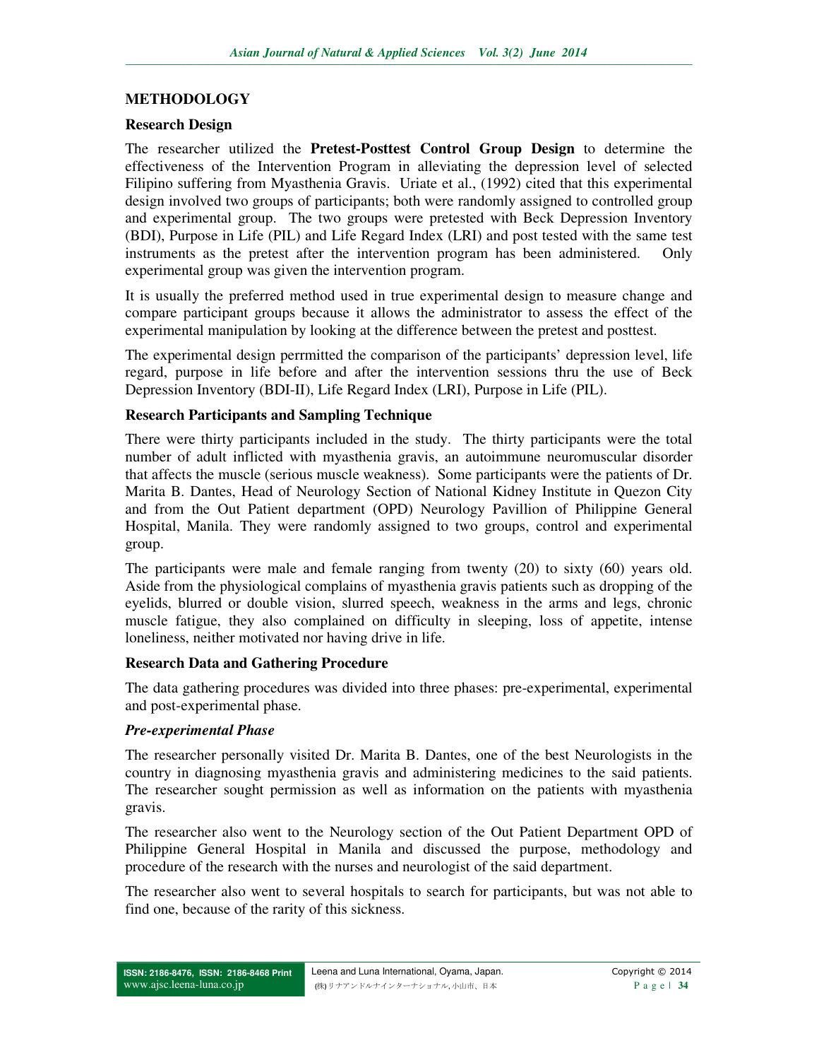## METHODOLOGY

### Research Design

The researcher utilized the **Pretest-Posttest Control Group Design** to determine the effectiveness of the Intervention Program in alleviating the depression level of selected Filipino suffering from Myasthenia Gravis. Uriate et al., (1992) cited that this experimental design involved two groups of participants; both were randomly assigned to controlled group and experimental group. The two groups were pretested with Beck Depression Inventory (BDI), Purpose in Life (PIL) and Life Regard Index (LRI) and post tested with the same test instruments as the pretest after the intervention program has been administered. Only experimental group was given the intervention program.

It is usually the preferred method used in true experimental design to measure change and compare participant groups because it allows the administrator to assess the effect of the experimental manipulation by looking at the difference between the pretest and posttest.

The experimental design perrmitted the comparison of the participants' depression level, life regard, purpose in life before and after the intervention sessions thru the use of Beck Depression Inventory (BDI-II), Life Regard Index (LRI), Purpose in Life (PIL).

### Research Participants and Sampling Technique

There were thirty participants included in the study. The thirty participants were the total number of adult inflicted with myasthenia gravis, an autoimmune neuromuscular disorder that affects the muscle (serious muscle weakness). Some participants were the patients of Dr. Marita B. Dantes, Head of Neurology Section of National Kidney Institute in Quezon City and from the Out Patient department (OPD) Neurology Pavillion of Philippine General Hospital, Manila. They were randomly assigned to two groups, control and experimental group.

The participants were male and female ranging from twenty (20) to sixty (60) years old. Aside from the physiological complains of myasthenia gravis patients such as dropping of the eyelids, blurred or double vision, slurred speech, weakness in the arms and legs, chronic muscle fatigue, they also complained on difficulty in sleeping, loss of appetite, intense loneliness, neither motivated nor having drive in life.

### Research Data and Gathering Procedure

The data gathering procedures was divided into three phases: pre-experimental, experimental and post-experimental phase.

#### *Pre-experimental Phase*

The researcher personally visited Dr. Marita B. Dantes, one of the best Neurologists in the country in diagnosing myasthenia gravis and administering medicines to the said patients. The researcher sought permission as well as information on the patients with myasthenia gravis.

The researcher also went to the Neurology section of the Out Patient Department OPD of Philippine General Hospital in Manila and discussed the purpose, methodology and procedure of the research with the nurses and neurologist of the said department.

The researcher also went to several hospitals to search for participants, but was not able to find one, because of the rarity of this sickness.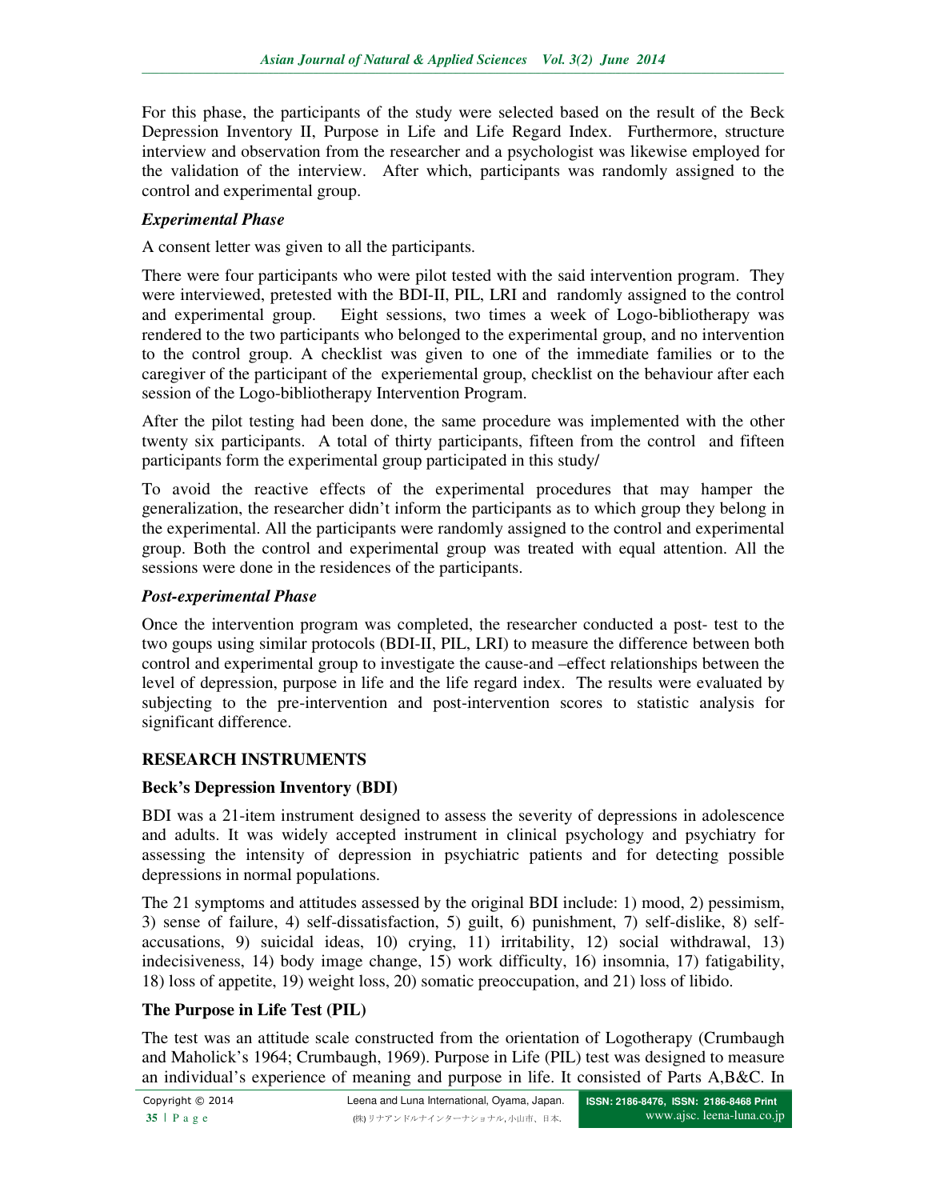For this phase, the participants of the study were selected based on the result of the Beck Depression Inventory II, Purpose in Life and Life Regard Index. Furthermore, structure interview and observation from the researcher and a psychologist was likewise employed for the validation of the interview. After which, participants was randomly assigned to the control and experimental group.

### *Experimental Phase*

A consent letter was given to all the participants.

There were four participants who were pilot tested with the said intervention program. They were interviewed, pretested with the BDI-II, PIL, LRI and randomly assigned to the control and experimental group. Eight sessions, two times a week of Logo-bibliotherapy was rendered to the two participants who belonged to the experimental group, and no intervention to the control group. A checklist was given to one of the immediate families or to the caregiver of the participant of the experiemental group, checklist on the behaviour after each session of the Logo-bibliotherapy Intervention Program.

After the pilot testing had been done, the same procedure was implemented with the other twenty six participants. A total of thirty participants, fifteen from the control and fifteen participants form the experimental group participated in this study/

To avoid the reactive effects of the experimental procedures that may hamper the generalization, the researcher didn't inform the participants as to which group they belong in the experimental. All the participants were randomly assigned to the control and experimental group. Both the control and experimental group was treated with equal attention. All the sessions were done in the residences of the participants.

### *Post-experimental Phase*

Once the intervention program was completed, the researcher conducted a post- test to the two goups using similar protocols (BDI-II, PIL, LRI) to measure the difference between both control and experimental group to investigate the cause-and –effect relationships between the level of depression, purpose in life and the life regard index. The results were evaluated by subjecting to the pre-intervention and post-intervention scores to statistic analysis for significant difference.

## RESEARCH INSTRUMENTS

### Beck's Depression Inventory (BDI)

BDI was a 21-item instrument designed to assess the severity of depressions in adolescence and adults. It was widely accepted instrument in clinical psychology and psychiatry for assessing the intensity of depression in psychiatric patients and for detecting possible depressions in normal populations.

The 21 symptoms and attitudes assessed by the original BDI include: 1) mood, 2) pessimism, 3) sense of failure, 4) self-dissatisfaction, 5) guilt, 6) punishment, 7) self-dislike, 8) self-accusations, 9) suicidal ideas, 10) crying, 11) irritability, 12) social withdrawal, 13) indecisiveness, 14) body image change, 15) work difficulty, 16) insomnia, 17) fatigability, 18) loss of appetite, 19) weight loss, 20) somatic preoccupation, and 21) loss of libido.

### The Purpose in Life Test (PIL)

The test was an attitude scale constructed from the orientation of Logotherapy (Crumbaugh and Maholick's 1964; Crumbaugh, 1969). Purpose in Life (PIL) test was designed to measure an individual's experience of meaning and purpose in life. It consisted of Parts A,B&C. In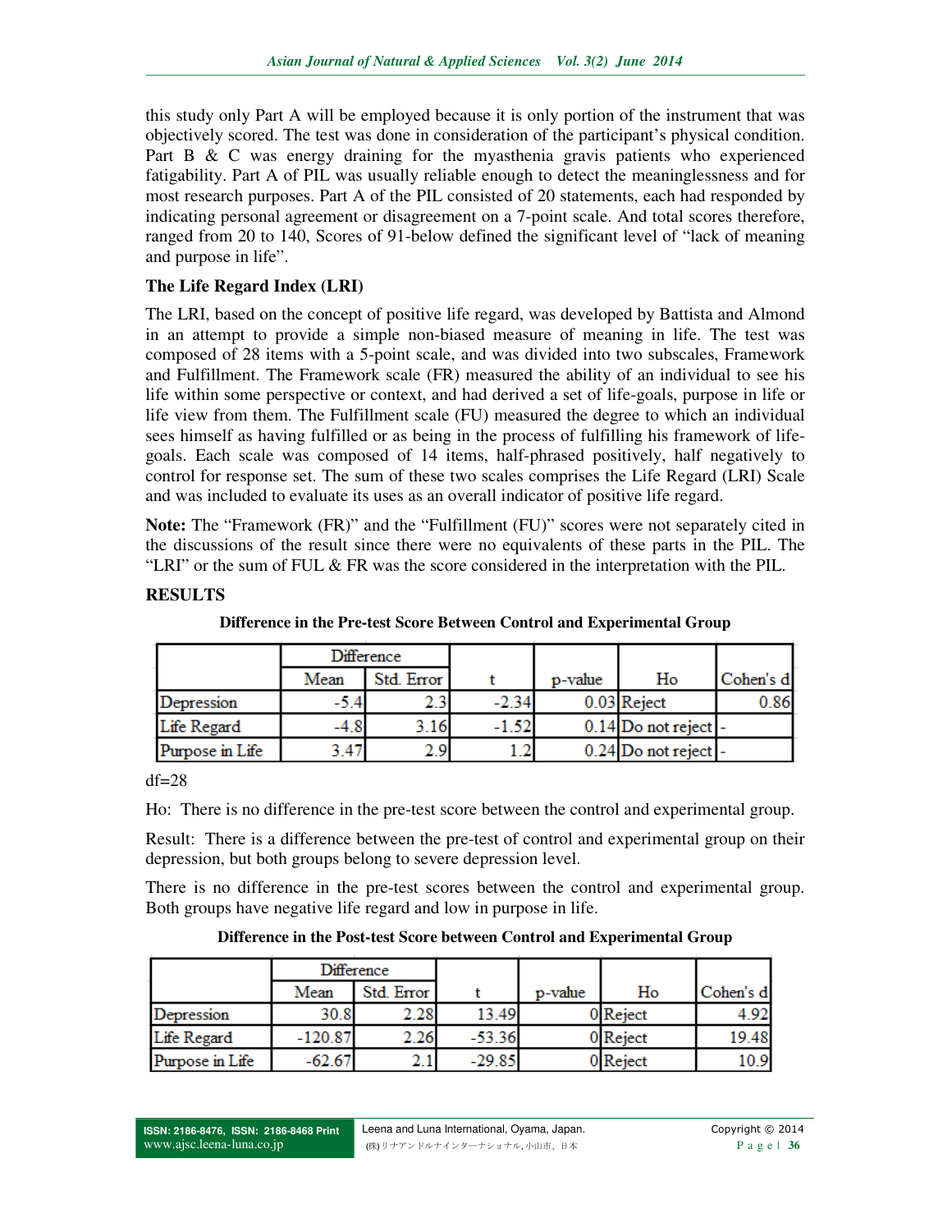this study only Part A will be employed because it is only portion of the instrument that was objectively scored. The test was done in consideration of the participant's physical condition. Part B & C was energy draining for the myasthenia gravis patients who experienced fatigability. Part A of PIL was usually reliable enough to detect the meaninglessness and for most research purposes. Part A of the PIL consisted of 20 statements, each had responded by indicating personal agreement or disagreement on a 7-point scale. And total scores therefore, ranged from 20 to 140, Scores of 91-below defined the significant level of "lack of meaning and purpose in life".

### The Life Regard Index (LRI)

The LRI, based on the concept of positive life regard, was developed by Battista and Almond in an attempt to provide a simple non-biased measure of meaning in life. The test was composed of 28 items with a 5-point scale, and was divided into two subscales, Framework and Fulfillment. The Framework scale (FR) measured the ability of an individual to see his life within some perspective or context, and had derived a set of life-goals, purpose in life or life view from them. The Fulfillment scale (FU) measured the degree to which an individual sees himself as having fulfilled or as being in the process of fulfilling his framework of life-goals. Each scale was composed of 14 items, half-phrased positively, half negatively to control for response set. The sum of these two scales comprises the Life Regard (LRI) Scale and was included to evaluate its uses as an overall indicator of positive life regard.

**Note:** The "Framework (FR)" and the "Fulfillment (FU)" scores were not separately cited in the discussions of the result since there were no equivalents of these parts in the PIL. The "LRI" or the sum of FUL & FR was the score considered in the interpretation with the PIL.

## RESULTS

**Difference in the Pre-test Score Between Control and Experimental Group**

| | Difference | | t | p-value | Ho | Cohen's d |
|---|---|---|---|---|---|---|
| | Mean | Std. Error | | | | |
| Depression | -5.4 | 2.3 | -2.34 | 0.03 | Reject | 0.86 |
| Life Regard | -4.8 | 3.16 | -1.52 | 0.14 | Do not reject | - |
| Purpose in Life | 3.47 | 2.9 | 1.2 | 0.24 | Do not reject | - |

df=28

Ho: There is no difference in the pre-test score between the control and experimental group.

Result: There is a difference between the pre-test of control and experimental group on their depression, but both groups belong to severe depression level.

There is no difference in the pre-test scores between the control and experimental group. Both groups have negative life regard and low in purpose in life.

**Difference in the Post-test Score between Control and Experimental Group**

| | Difference | | t | p-value | Ho | Cohen's d |
|---|---|---|---|---|---|---|
| | Mean | Std. Error | | | | |
| Depression | 30.8 | 2.28 | 13.49 | 0 | Reject | 4.92 |
| Life Regard | -120.87 | 2.26 | -53.36 | 0 | Reject | 19.48 |
| Purpose in Life | -62.67 | 2.1 | -29.85 | 0 | Reject | 10.9 |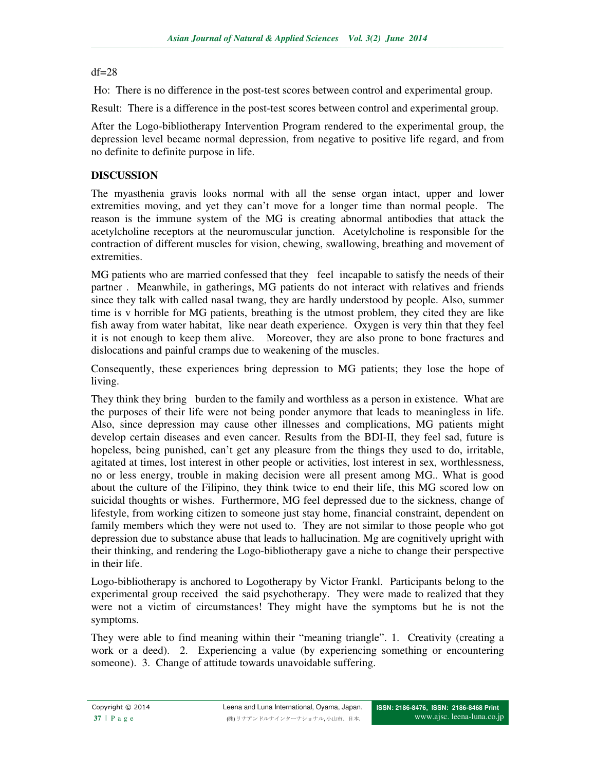df=28

Ho: There is no difference in the post-test scores between control and experimental group.

Result: There is a difference in the post-test scores between control and experimental group.

After the Logo-bibliotherapy Intervention Program rendered to the experimental group, the depression level became normal depression, from negative to positive life regard, and from no definite to definite purpose in life.

## DISCUSSION

The myasthenia gravis looks normal with all the sense organ intact, upper and lower extremities moving, and yet they can't move for a longer time than normal people. The reason is the immune system of the MG is creating abnormal antibodies that attack the acetylcholine receptors at the neuromuscular junction. Acetylcholine is responsible for the contraction of different muscles for vision, chewing, swallowing, breathing and movement of extremities.

MG patients who are married confessed that they feel incapable to satisfy the needs of their partner . Meanwhile, in gatherings, MG patients do not interact with relatives and friends since they talk with called nasal twang, they are hardly understood by people. Also, summer time is v horrible for MG patients, breathing is the utmost problem, they cited they are like fish away from water habitat, like near death experience. Oxygen is very thin that they feel it is not enough to keep them alive. Moreover, they are also prone to bone fractures and dislocations and painful cramps due to weakening of the muscles.

Consequently, these experiences bring depression to MG patients; they lose the hope of living.

They think they bring burden to the family and worthless as a person in existence. What are the purposes of their life were not being ponder anymore that leads to meaningless in life. Also, since depression may cause other illnesses and complications, MG patients might develop certain diseases and even cancer. Results from the BDI-II, they feel sad, future is hopeless, being punished, can't get any pleasure from the things they used to do, irritable, agitated at times, lost interest in other people or activities, lost interest in sex, worthlessness, no or less energy, trouble in making decision were all present among MG.. What is good about the culture of the Filipino, they think twice to end their life, this MG scored low on suicidal thoughts or wishes. Furthermore, MG feel depressed due to the sickness, change of lifestyle, from working citizen to someone just stay home, financial constraint, dependent on family members which they were not used to. They are not similar to those people who got depression due to substance abuse that leads to hallucination. Mg are cognitively upright with their thinking, and rendering the Logo-bibliotherapy gave a niche to change their perspective in their life.

Logo-bibliotherapy is anchored to Logotherapy by Victor Frankl. Participants belong to the experimental group received the said psychotherapy. They were made to realized that they were not a victim of circumstances! They might have the symptoms but he is not the symptoms.

They were able to find meaning within their "meaning triangle". 1. Creativity (creating a work or a deed). 2. Experiencing a value (by experiencing something or encountering someone). 3. Change of attitude towards unavoidable suffering.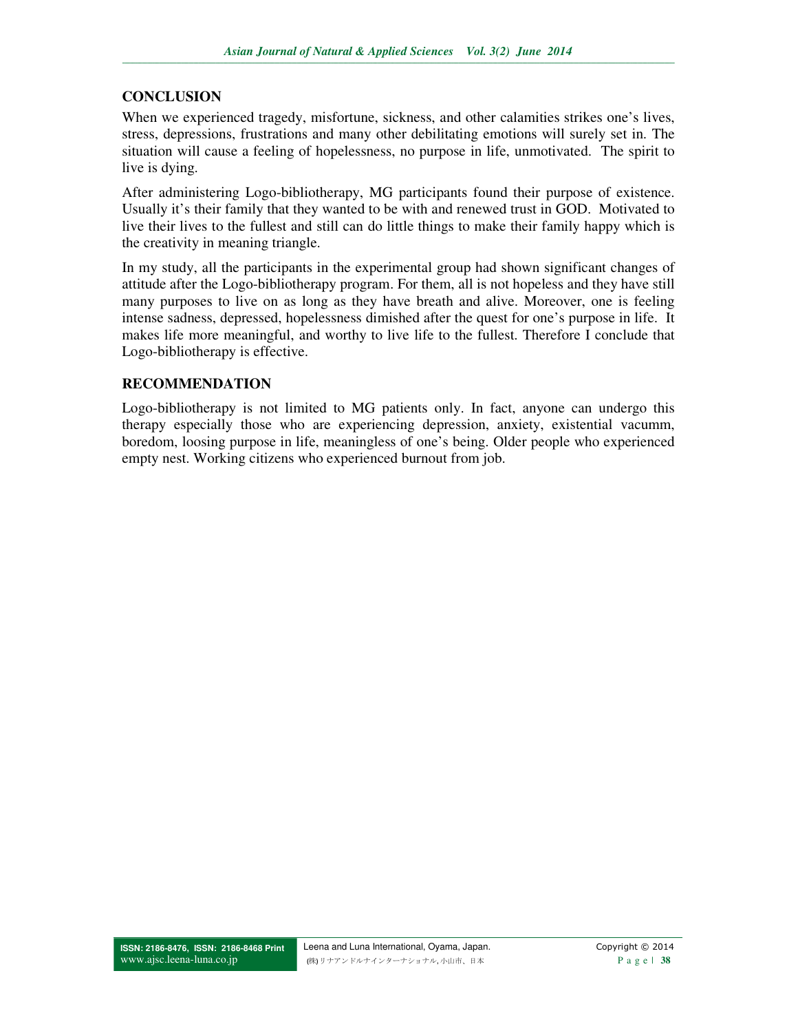## CONCLUSION

When we experienced tragedy, misfortune, sickness, and other calamities strikes one's lives, stress, depressions, frustrations and many other debilitating emotions will surely set in. The situation will cause a feeling of hopelessness, no purpose in life, unmotivated. The spirit to live is dying.

After administering Logo-bibliotherapy, MG participants found their purpose of existence. Usually it's their family that they wanted to be with and renewed trust in GOD. Motivated to live their lives to the fullest and still can do little things to make their family happy which is the creativity in meaning triangle.

In my study, all the participants in the experimental group had shown significant changes of attitude after the Logo-bibliotherapy program. For them, all is not hopeless and they have still many purposes to live on as long as they have breath and alive. Moreover, one is feeling intense sadness, depressed, hopelessness dimished after the quest for one's purpose in life. It makes life more meaningful, and worthy to live life to the fullest. Therefore I conclude that Logo-bibliotherapy is effective.

## RECOMMENDATION

Logo-bibliotherapy is not limited to MG patients only. In fact, anyone can undergo this therapy especially those who are experiencing depression, anxiety, existential vacumm, boredom, loosing purpose in life, meaningless of one's being. Older people who experienced empty nest. Working citizens who experienced burnout from job.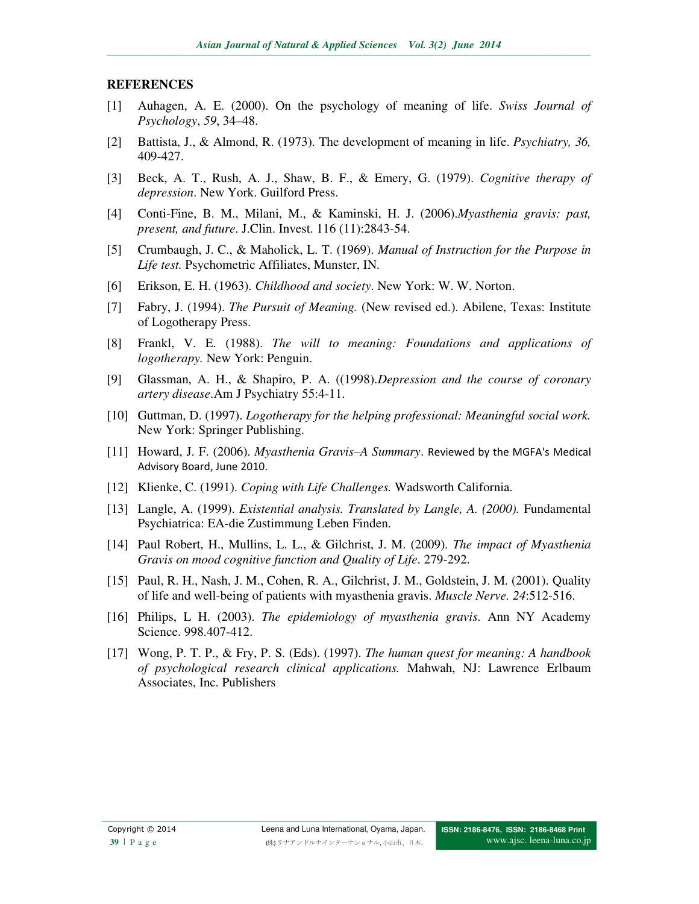## REFERENCES

[1] Auhagen, A. E. (2000). On the psychology of meaning of life. *Swiss Journal of Psychology*, *59*, 34–48.

[2] Battista, J., & Almond, R. (1973). The development of meaning in life. *Psychiatry, 36,* 409-427.

[3] Beck, A. T., Rush, A. J., Shaw, B. F., & Emery, G. (1979). *Cognitive therapy of depression*. New York. Guilford Press.

[4] Conti-Fine, B. M., Milani, M., & Kaminski, H. J. (2006).*Myasthenia gravis: past, present, and future*. J.Clin. Invest. 116 (11):2843-54.

[5] Crumbaugh, J. C., & Maholick, L. T. (1969). *Manual of Instruction for the Purpose in Life test.* Psychometric Affiliates, Munster, IN.

[6] Erikson, E. H. (1963). *Childhood and society*. New York: W. W. Norton.

[7] Fabry, J. (1994). *The Pursuit of Meaning.* (New revised ed.). Abilene, Texas: Institute of Logotherapy Press.

[8] Frankl, V. E. (1988). *The will to meaning: Foundations and applications of logotherapy.* New York: Penguin.

[9] Glassman, A. H., & Shapiro, P. A. ((1998).*Depression and the course of coronary artery disease*.Am J Psychiatry 55:4-11.

[10] Guttman, D. (1997). *Logotherapy for the helping professional: Meaningful social work.* New York: Springer Publishing.

[11] Howard, J. F. (2006). *Myasthenia Gravis–A Summary*. Reviewed by the MGFA's Medical Advisory Board, June 2010.

[12] Klienke, C. (1991). *Coping with Life Challenges.* Wadsworth California.

[13] Langle, A. (1999). *Existential analysis. Translated by Langle, A. (2000).* Fundamental Psychiatrica: EA-die Zustimmung Leben Finden.

[14] Paul Robert, H., Mullins, L. L., & Gilchrist, J. M. (2009). *The impact of Myasthenia Gravis on mood cognitive function and Quality of Life*. 279-292.

[15] Paul, R. H., Nash, J. M., Cohen, R. A., Gilchrist, J. M., Goldstein, J. M. (2001). Quality of life and well-being of patients with myasthenia gravis. *Muscle Nerve. 24*:512-516.

[16] Philips, L H. (2003). *The epidemiology of myasthenia gravis.* Ann NY Academy Science. 998.407-412.

[17] Wong, P. T. P., & Fry, P. S. (Eds). (1997). *The human quest for meaning: A handbook of psychological research clinical applications.* Mahwah, NJ: Lawrence Erlbaum Associates, Inc. Publishers